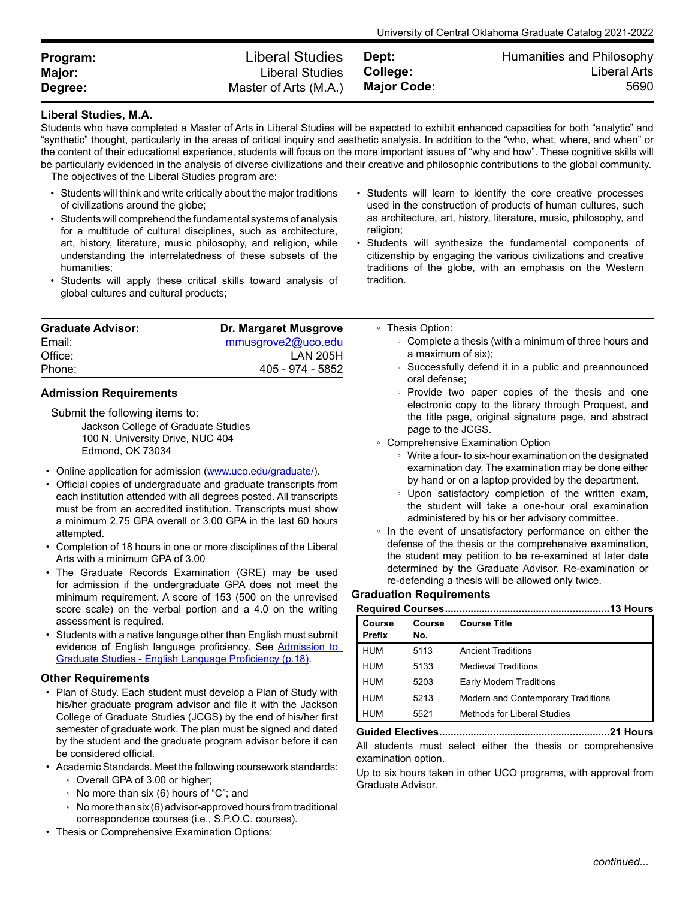| **Program:** | Liberal Studies | **Dept:** | Humanities and Philosophy |
|---|---|---|---|
| **Major:** | Liberal Studies | **College:** | Liberal Arts |
| **Degree:** | Master of Arts (M.A.) | **Major Code:** | 5690 |

## Liberal Studies, M.A.

Students who have completed a Master of Arts in Liberal Studies will be expected to exhibit enhanced capacities for both "analytic" and "synthetic" thought, particularly in the areas of critical inquiry and aesthetic analysis. In addition to the "who, what, where, and when" or the content of their educational experience, students will focus on the more important issues of "why and how". These cognitive skills will be particularly evidenced in the analysis of diverse civilizations and their creative and philosophic contributions to the global community.

The objectives of the Liberal Studies program are:

- Students will think and write critically about the major traditions of civilizations around the globe;
- Students will comprehend the fundamental systems of analysis for a multitude of cultural disciplines, such as architecture, art, history, literature, music philosophy, and religion, while understanding the interrelatedness of these subsets of the humanities;
- Students will apply these critical skills toward analysis of global cultures and cultural products;
- Students will learn to identify the core creative processes used in the construction of products of human cultures, such as architecture, art, history, literature, music, philosophy, and religion;
- Students will synthesize the fundamental components of citizenship by engaging the various civilizations and creative traditions of the globe, with an emphasis on the Western tradition.

| **Graduate Advisor:** | **Dr. Margaret Musgrove** |
|---|---|
| Email: | mmusgrove2@uco.edu |
| Office: | LAN 205H |
| Phone: | 405 - 974 - 5852 |

### Admission Requirements

Submit the following items to:

Jackson College of Graduate Studies
100 N. University Drive, NUC 404
Edmond, OK 73034

- Online application for admission (www.uco.edu/graduate/).
- Official copies of undergraduate and graduate transcripts from each institution attended with all degrees posted. All transcripts must be from an accredited institution. Transcripts must show a minimum 2.75 GPA overall or 3.00 GPA in the last 60 hours attempted.
- Completion of 18 hours in one or more disciplines of the Liberal Arts with a minimum GPA of 3.00
- The Graduate Records Examination (GRE) may be used for admission if the undergraduate GPA does not meet the minimum requirement. A score of 153 (500 on the unrevised score scale) on the verbal portion and a 4.0 on the writing assessment is required.
- Students with a native language other than English must submit evidence of English language proficiency. See [Admission to Graduate Studies - English Language Proficiency (p.18)](#).

### Other Requirements

- Plan of Study. Each student must develop a Plan of Study with his/her graduate program advisor and file it with the Jackson College of Graduate Studies (JCGS) by the end of his/her first semester of graduate work. The plan must be signed and dated by the student and the graduate program advisor before it can be considered official.
- Academic Standards. Meet the following coursework standards:
  - Overall GPA of 3.00 or higher;
  - No more than six (6) hours of "C"; and
  - No more than six (6) advisor-approved hours from traditional correspondence courses (i.e., S.P.O.C. courses).
- Thesis or Comprehensive Examination Options:
  - Thesis Option:
    - Complete a thesis (with a minimum of three hours and a maximum of six);
    - Successfully defend it in a public and preannounced oral defense;
    - Provide two paper copies of the thesis and one electronic copy to the library through Proquest, and the title page, original signature page, and abstract page to the JCGS.
  - Comprehensive Examination Option
    - Write a four- to six-hour examination on the designated examination day. The examination may be done either by hand or on a laptop provided by the department.
    - Upon satisfactory completion of the written exam, the student will take a one-hour oral examination administered by his or her advisory committee.
  - In the event of unsatisfactory performance on either the defense of the thesis or the comprehensive examination, the student may petition to be re-examined at later date determined by the Graduate Advisor. Re-examination or re-defending a thesis will be allowed only twice.

### Graduation Requirements

**Required Courses.........................................................13 Hours**

| Course Prefix | Course No. | Course Title |
|---|---|---|
| HUM | 5113 | Ancient Traditions |
| HUM | 5133 | Medieval Traditions |
| HUM | 5203 | Early Modern Traditions |
| HUM | 5213 | Modern and Contemporary Traditions |
| HUM | 5521 | Methods for Liberal Studies |

**Guided Electives..........................................................21 Hours**

All students must select either the thesis or comprehensive examination option.

Up to six hours taken in other UCO programs, with approval from Graduate Advisor.

*continued...*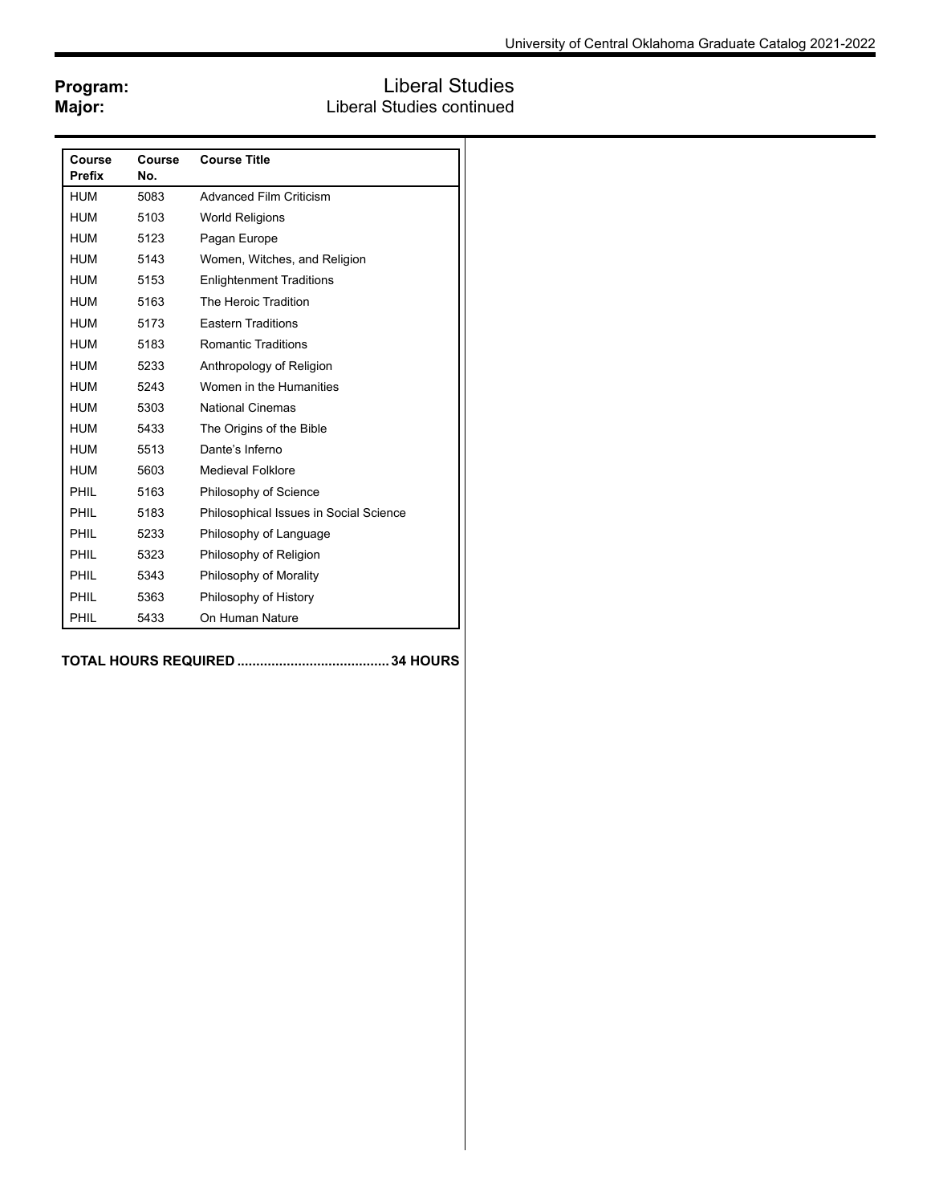**Program:** Liberal Studies
**Major:** Liberal Studies continued

| Course Prefix | Course No. | Course Title |
|---|---|---|
| HUM | 5083 | Advanced Film Criticism |
| HUM | 5103 | World Religions |
| HUM | 5123 | Pagan Europe |
| HUM | 5143 | Women, Witches, and Religion |
| HUM | 5153 | Enlightenment Traditions |
| HUM | 5163 | The Heroic Tradition |
| HUM | 5173 | Eastern Traditions |
| HUM | 5183 | Romantic Traditions |
| HUM | 5233 | Anthropology of Religion |
| HUM | 5243 | Women in the Humanities |
| HUM | 5303 | National Cinemas |
| HUM | 5433 | The Origins of the Bible |
| HUM | 5513 | Dante's Inferno |
| HUM | 5603 | Medieval Folklore |
| PHIL | 5163 | Philosophy of Science |
| PHIL | 5183 | Philosophical Issues in Social Science |
| PHIL | 5233 | Philosophy of Language |
| PHIL | 5323 | Philosophy of Religion |
| PHIL | 5343 | Philosophy of Morality |
| PHIL | 5363 | Philosophy of History |
| PHIL | 5433 | On Human Nature |

**TOTAL HOURS REQUIRED ....................................... 34 HOURS**